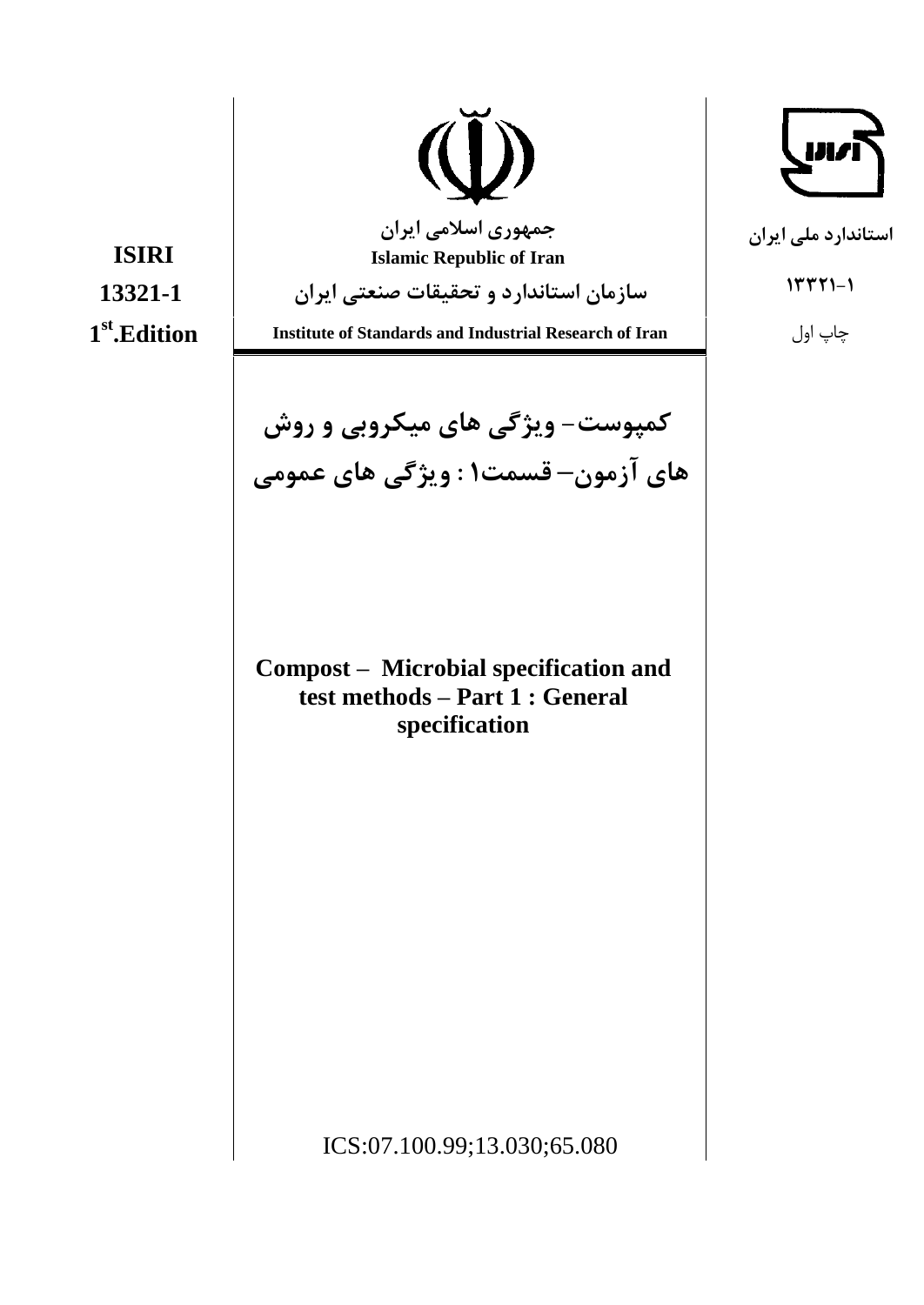استاندارد ملی ایران

۱۳۳۲۱-۱

چاپ اول

جمهوری اسلامی ایران

Islamic Republic of Iran

سازمان استاندارد و تحقیقات صنعتی ایران

Institute of Standards and Industrial Research of Iran

ISIRI

13321-1

1st.Edition

# کمپوست– ویژگی های میکروبی و روش های آزمون– قسمت۱ : ویژگی های عمومی

# Compost – Microbial specification and test methods – Part 1 : General specification

ICS:07.100.99;13.030;65.080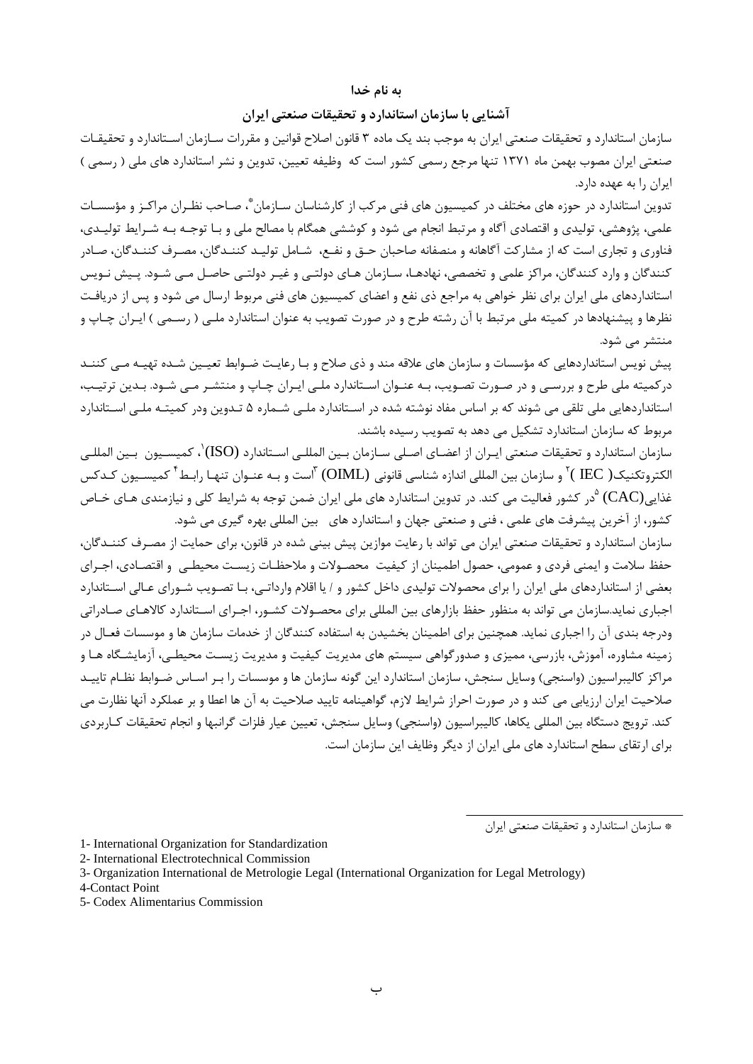**به نام خدا**

## آشنایی با سازمان استاندارد و تحقیقات صنعتی ایران

سازمان استاندارد و تحقیقات صنعتی ایران به موجب بند یک ماده ۳ قانون اصلاح قوانین و مقررات سازمان استاندارد و تحقیقات صنعتی ایران مصوب بهمن ماه ۱۳۷۱ تنها مرجع رسمی کشور است که وظیفه تعیین، تدوین و نشر استاندارد های ملی ( رسمی ) ایران را به عهده دارد.

تدوین استاندارد در حوزه های مختلف در کمیسیون های فنی مرکب از کارشناسان سازمان*، صاحب نظران مراکز و مؤسسات علمی، پژوهشی، تولیدی و اقتصادی آگاه و مرتبط انجام می شود و کوششی همگام با مصالح ملی و با توجه به شرایط تولیدی، فناوری و تجاری است که از مشارکت آگاهانه و منصفانه صاحبان حق و نفع، شامل تولید کنندگان، مصرف کنندگان، صادر کنندگان و وارد کنندگان، مراکز علمی و تخصصی، نهادها، سازمان های دولتی و غیر دولتی حاصل می شود. پیش نویس استانداردهای ملی ایران برای نظر خواهی به مراجع ذی نفع و اعضای کمیسیون های فنی مربوط ارسال می شود و پس از دریافت نظرها و پیشنهادها در کمیته ملی مرتبط با آن رشته طرح و در صورت تصویب به عنوان استاندارد ملی ( رسمی ) ایران چاپ و منتشر می شود.

پیش نویس استانداردهایی که مؤسسات و سازمان های علاقه مند و ذی صلاح و با رعایت ضوابط تعیین شده تهیه می کنند درکمیته ملی طرح و بررسی و در صورت تصویب، به عنوان استاندارد ملی ایران چاپ و منتشر می شود. بدین ترتیب، استانداردهایی ملی تلقی می شوند که بر اساس مفاد نوشته شده در استاندارد ملی شماره ۵ تدوین ودر کمیته ملی استاندارد مربوط که سازمان استاندارد تشکیل می دهد به تصویب رسیده باشند.

سازمان استاندارد و تحقیقات صنعتی ایران از اعضای اصلی سازمان بین المللی استاندارد (ISO)[1]، کمیسیون بین المللی الکتروتکنیک( IEC )[2] و سازمان بین المللی اندازه شناسی قانونی (OIML)[3] است و به عنوان تنها رابط[4] کمیسیون کدکس غذایی(CAC)[5] در کشور فعالیت می کند. در تدوین استاندارد های ملی ایران ضمن توجه به شرایط کلی و نیازمندی های خاص کشور، از آخرین پیشرفت های علمی ، فنی و صنعتی جهان و استاندارد های بین المللی بهره گیری می شود.

سازمان استاندارد و تحقیقات صنعتی ایران می تواند با رعایت موازین پیش بینی شده در قانون، برای حمایت از مصرف کنندگان، حفظ سلامت و ایمنی فردی و عمومی، حصول اطمینان از کیفیت محصولات و ملاحظات زیست محیطی و اقتصادی، اجرای بعضی از استانداردهای ملی ایران را برای محصولات تولیدی داخل کشور و / یا اقلام وارداتی، با تصویب شورای عالی استاندارد اجباری نماید.سازمان می تواند به منظور حفظ بازارهای بین المللی برای محصولات کشور، اجرای استاندارد کالاهای صادراتی ودرجه بندی آن را اجباری نماید. همچنین برای اطمینان بخشیدن به استفاده کنندگان از خدمات سازمان ها و موسسات فعال در زمینه مشاوره، آموزش، بازرسی، ممیزی و صدورگواهی سیستم های مدیریت کیفیت و مدیریت زیست محیطی، آزمایشگاه ها و مراکز کالیبراسیون (واسنجی) وسایل سنجش، سازمان استاندارد این گونه سازمان ها و موسسات را بر اساس ضوابط نظام تایید صلاحیت ایران ارزیابی می کند و در صورت احراز شرایط لازم، گواهینامه تایید صلاحیت به آن ها اعطا و بر عملکرد آنها نظارت می کند. ترویج دستگاه بین المللی یکاها، کالیبراسیون (واسنجی) وسایل سنجش، تعیین عیار فلزات گرانبها و انجام تحقیقات کاربردی برای ارتقای سطح استاندارد های ملی ایران از دیگر وظایف این سازمان است.

---

* سازمان استاندارد و تحقیقات صنعتی ایران

1- International Organization for Standardization
2- International Electrotechnical Commission
3- Organization International de Metrologie Legal (International Organization for Legal Metrology)
4-Contact Point
5- Codex Alimentarius Commission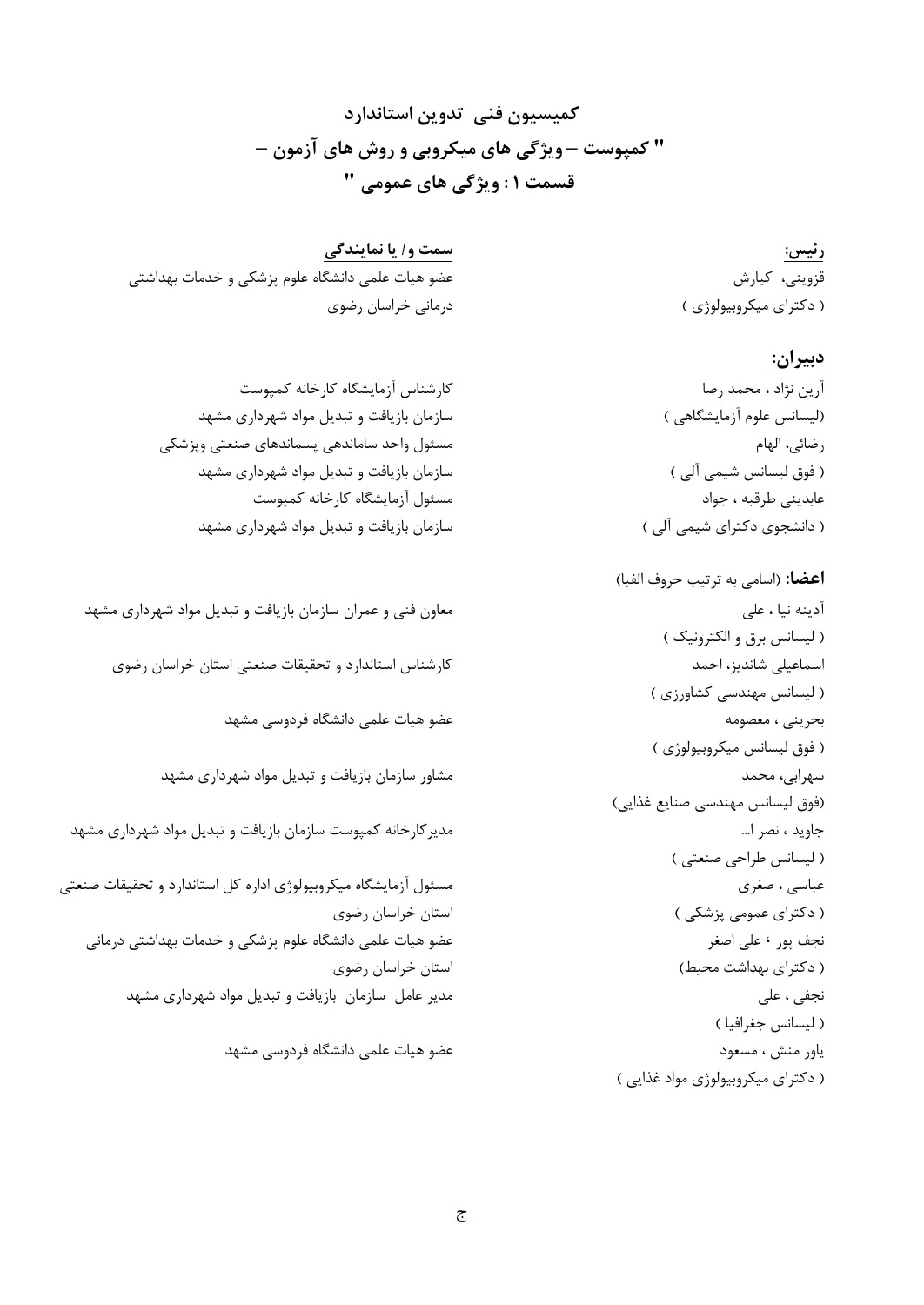## کمیسیون فنی تدوین استاندارد
## " کمپوست – ویژگی های میکروبی و روش های آزمون –
## قسمت ۱ : ویژگی های عمومی "

| رئیس: | سمت و/ یا نمایندگی |
|---|---|
| قزوینی، کیارش<br>( دکترای میکروبیولوژی ) | عضو هیات علمی دانشگاه علوم پزشکی و خدمات بهداشتی درمانی خراسان رضوی |
| **دبیران:** | |
| آرین نژاد ، محمد رضا<br>(لیسانس علوم آزمایشگاهی ) | کارشناس آزمایشگاه کارخانه کمپوست<br>سازمان بازیافت و تبدیل مواد شهرداری مشهد |
| رضائی، الهام<br>( فوق لیسانس شیمی آلی ) | مسئول واحد ساماندهی پسماندهای صنعتی وپزشکی<br>سازمان بازیافت و تبدیل مواد شهرداری مشهد |
| عابدینی طرقبه ، جواد<br>( دانشجوی دکترای شیمی آلی ) | مسئول آزمایشگاه کارخانه کمپوست<br>سازمان بازیافت و تبدیل مواد شهرداری مشهد |
| **اعضا:** (اسامی به ترتیب حروف الفبا) | |
| آدینه نیا ، علی<br>( لیسانس برق و الکترونیک ) | معاون فنی و عمران سازمان بازیافت و تبدیل مواد شهرداری مشهد |
| اسماعیلی شاندیز، احمد<br>( لیسانس مهندسی کشاورزی ) | کارشناس استاندارد و تحقیقات صنعتی استان خراسان رضوی |
| بحرینی ، معصومه<br>( فوق لیسانس میکروبیولوژی ) | عضو هیات علمی دانشگاه فردوسی مشهد |
| سهرابی، محمد<br>(فوق لیسانس مهندسی صنایع غذایی) | مشاور سازمان بازیافت و تبدیل مواد شهرداری مشهد |
| جاوید ، نصر ا...<br>( لیسانس طراحی صنعتی ) | مدیرکارخانه کمپوست سازمان بازیافت و تبدیل مواد شهرداری مشهد |
| عباسی ، صغری<br>( دکترای عمومی پزشکی ) | مسئول آزمایشگاه میکروبیولوژی اداره کل استاندارد و تحقیقات صنعتی استان خراسان رضوی |
| نجف پور ، علی اصغر<br>( دکترای بهداشت محیط) | عضو هیات علمی دانشگاه علوم پزشکی و خدمات بهداشتی درمانی استان خراسان رضوی |
| نجفی ، علی<br>( لیسانس جغرافیا ) | مدیر عامل سازمان بازیافت و تبدیل مواد شهرداری مشهد |
| یاور منش ، مسعود<br>( دکترای میکروبیولوژی مواد غذایی ) | عضو هیات علمی دانشگاه فردوسی مشهد |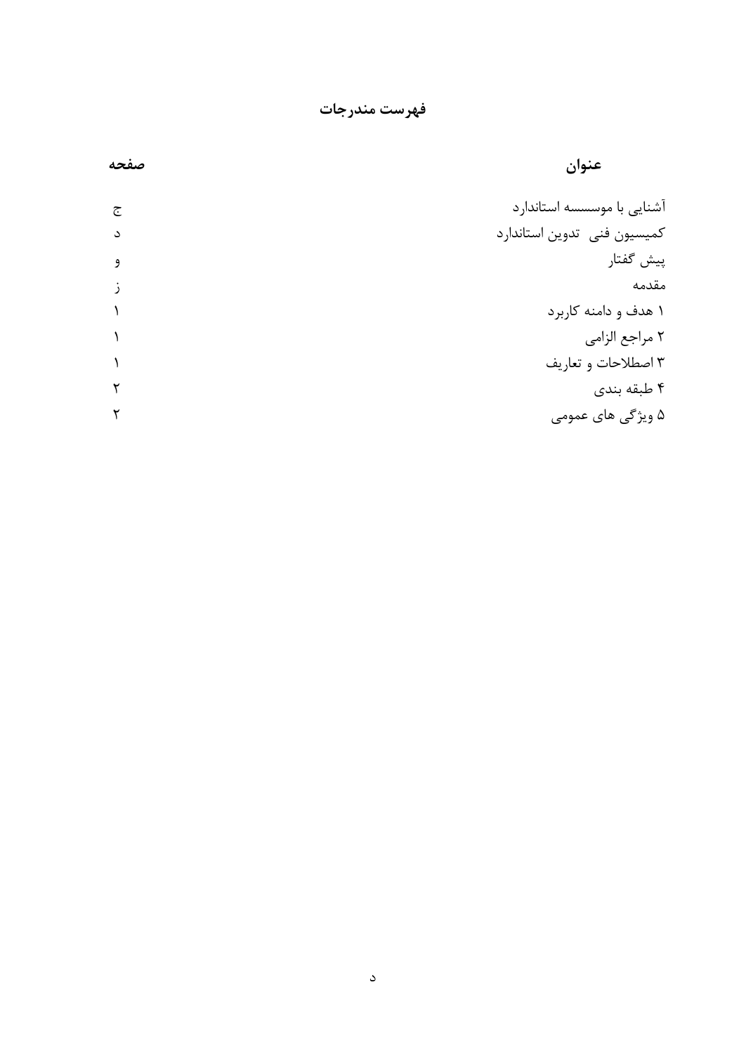# فهرست مندرجات

| عنوان | صفحه |
| --- | --- |
| آشنایی با موسسسه استاندارد | ج |
| کمیسیون فنی  تدوین استاندارد | د |
| پیش گفتار | و |
| مقدمه | ز |
| ۱ هدف و دامنه کاربرد | ۱ |
| ۲ مراجع الزامی | ۱ |
| ۳ اصطلاحات و تعاریف | ۱ |
| ۴ طبقه بندی | ۲ |
| ۵ ویژگی های عمومی | ۲ |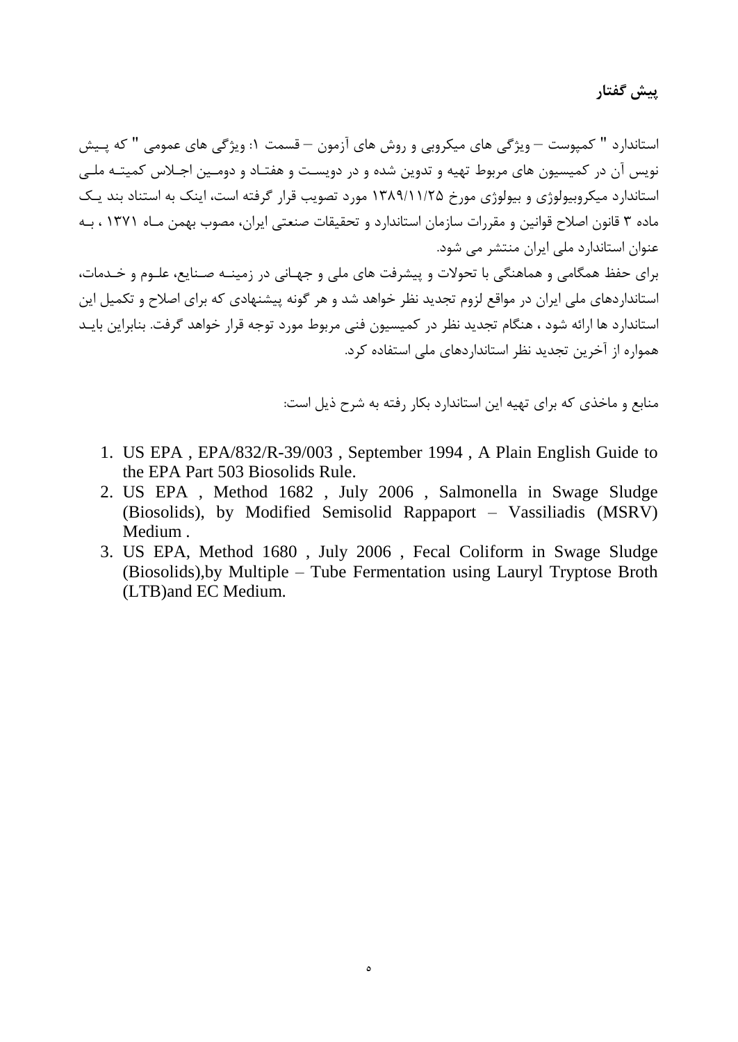## پیش گفتار

استاندارد " کمپوست – ویژگی های میکروبی و روش های آزمون – قسمت ۱: ویژگی های عمومی " که پیش نویس آن در کمیسیون های مربوط تهیه و تدوین شده و در دویست و هفتاد و دومین اجلاس کمیته ملی استاندارد میکروبیولوژی و بیولوژی مورخ ۱۳۸۹/۱۱/۲۵ مورد تصویب قرار گرفته است، اینک به استناد بند یک ماده ۳ قانون اصلاح قوانین و مقررات سازمان استاندارد و تحقیقات صنعتی ایران، مصوب بهمن ماه ۱۳۷۱ ، به عنوان استاندارد ملی ایران منتشر می شود.

برای حفظ همگامی و هماهنگی با تحولات و پیشرفت های ملی و جهانی در زمینه صنایع، علوم و خدمات، استانداردهای ملی ایران در مواقع لزوم تجدید نظر خواهد شد و هر گونه پیشنهادی که برای اصلاح و تکمیل این استاندارد ها ارائه شود ، هنگام تجدید نظر در کمیسیون فنی مربوط مورد توجه قرار خواهد گرفت. بنابراین باید همواره از آخرین تجدید نظر استانداردهای ملی استفاده کرد.

منابع و ماخذی که برای تهیه این استاندارد بکار رفته به شرح ذیل است:

1. US EPA , EPA/832/R-39/003 , September 1994 , A Plain English Guide to the EPA Part 503 Biosolids Rule.
2. US EPA , Method 1682 , July 2006 , Salmonella in Swage Sludge (Biosolids), by Modified Semisolid Rappaport – Vassiliadis (MSRV) Medium .
3. US EPA, Method 1680 , July 2006 , Fecal Coliform in Swage Sludge (Biosolids),by Multiple – Tube Fermentation using Lauryl Tryptose Broth (LTB)and EC Medium.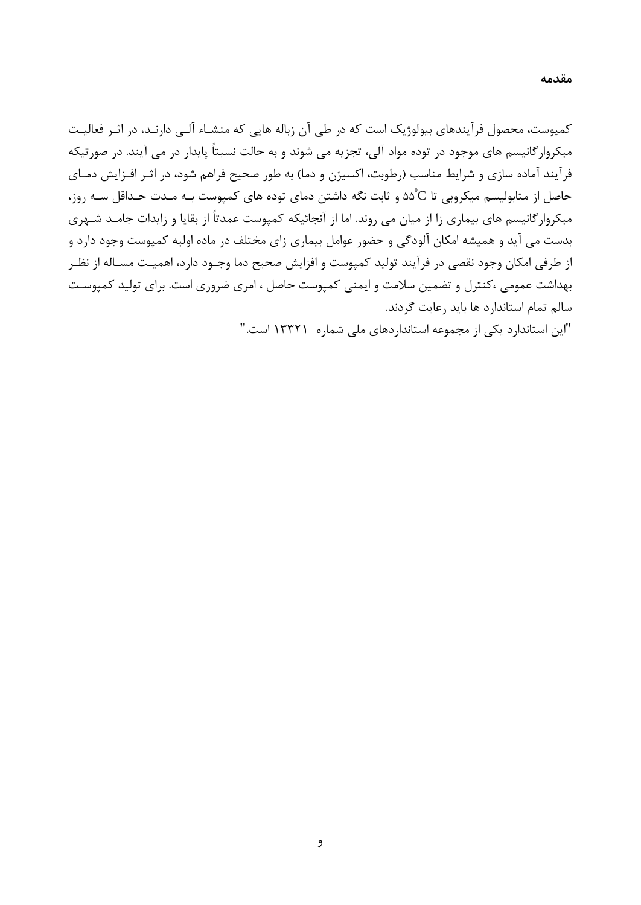## مقدمه

کمپوست، محصول فرآیندهای بیولوژیک است که در طی آن زباله هایی که منشاء آلی دارند، در اثر فعالیت میکروارگانیسم های موجود در توده مواد آلی، تجزیه می شوند و به حالت نسبتاً پایدار در می آیند. در صورتیکه فرآیند آماده سازی و شرایط مناسب (رطوبت، اکسیژن و دما) به طور صحیح فراهم شود، در اثر افزایش دمای حاصل از متابولیسم میکروبی تا $۵۵^{\circ}C$ و ثابت نگه داشتن دمای توده های کمپوست به مدت حداقل سه روز، میکروارگانیسم های بیماری زا از میان می روند. اما از آنجائیکه کمپوست عمدتاً از بقایا و زایدات جامد شهری بدست می آید و همیشه امکان آلودگی و حضور عوامل بیماری زای مختلف در ماده اولیه کمپوست وجود دارد و از طرفی امکان وجود نقصی در فرآیند تولید کمپوست و افزایش صحیح دما وجود دارد، اهمیت مساله از نظر بهداشت عمومی ،کنترل و تضمین سلامت و ایمنی کمپوست حاصل ، امری ضروری است. برای تولید کمپوست سالم تمام استاندارد ها باید رعایت گردند.

"این استاندارد یکی از مجموعه استانداردهای ملی شماره ۱۳۳۲۱ است."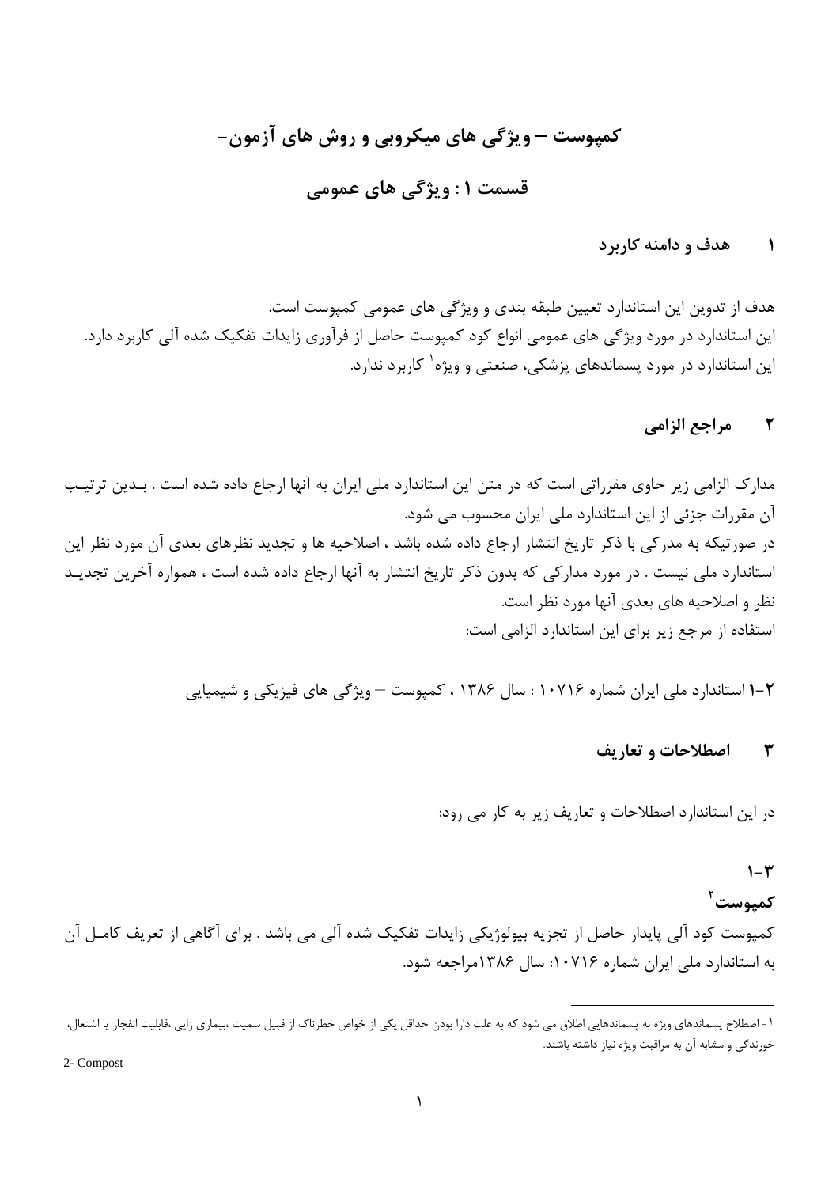# کمپوست – ویژگی های میکروبی و روش های آزمون–

## قسمت ۱ : ویژگی های عمومی

### ۱ هدف و دامنه کاربرد

هدف از تدوین این استاندارد تعیین طبقه بندی و ویژگی های عمومی کمپوست است.
این استاندارد در مورد ویژگی های عمومی انواع کود کمپوست حاصل از فرآوری زایدات تفکیک شده آلی کاربرد دارد.
این استاندارد در مورد پسماندهای پزشکی، صنعتی و ویژه[1] کاربرد ندارد.

### ۲ مراجع الزامی

مدارک الزامی زیر حاوی مقرراتی است که در متن این استاندارد ملی ایران به آنها ارجاع داده شده است . بدین ترتیب آن مقررات جزئی از این استاندارد ملی ایران محسوب می شود.
در صورتیکه به مدرکی با ذکر تاریخ انتشار ارجاع داده شده باشد ، اصلاحیه ها و تجدید نظرهای بعدی آن مورد نظر این استاندارد ملی نیست . در مورد مدارکی که بدون ذکر تاریخ انتشار به آنها ارجاع داده شده است ، همواره آخرین تجدید نظر و اصلاحیه های بعدی آنها مورد نظر است.
استفاده از مرجع زیر برای این استاندارد الزامی است:

**۲-۱** استاندارد ملی ایران شماره ۱۰۷۱۶ : سال ۱۳۸۶ ، کمپوست – ویژگی های فیزیکی و شیمیایی

### ۳ اصطلاحات و تعاریف

در این استاندارد اصطلاحات و تعاریف زیر به کار می رود:

**۳-۱**

**کمپوست**[2]

کمپوست کود آلی پایدار حاصل از تجزیه بیولوژیکی زایدات تفکیک شده آلی می باشد . برای آگاهی از تعریف کامل آن به استاندارد ملی ایران شماره ۱۰۷۱۶: سال ۱۳۸۶مراجعه شود.

---

[1] - اصطلاح پسماندهای ویژه به پسماندهایی اطلاق می شود که به علت دارا بودن حداقل یکی از خواص خطرناک از قبیل سمیت ،بیماری زایی ،قابلیت انفجار یا اشتعال، خورندگی و مشابه آن به مراقبت ویژه نیاز داشته باشند.

2- Compost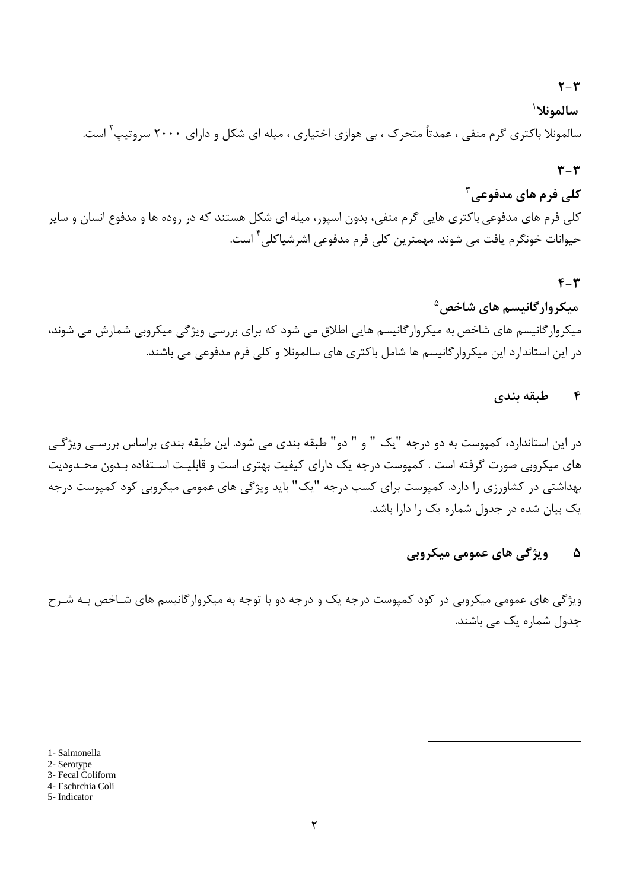۲-۳

**سالمونلا**[1]

سالمونلا باکتری گرم منفی ، عمدتاً متحرک ، بی هوازی اختیاری ، میله ای شکل و دارای ۲۰۰۰ سروتیپ[2] است.

۳-۳

**کلی فرم های مدفوعی**[3]

کلی فرم های مدفوعی باکتری هایی گرم منفی، بدون اسپور، میله ای شکل هستند که در روده ها و مدفوع انسان و سایر حیوانات خونگرم یافت می شوند. مهمترین کلی فرم مدفوعی اشرشیاکلی[4] است.

۴-۳

**میکروارگانیسم های شاخص**[5]

میکروارگانیسم های شاخص به میکروارگانیسم هایی اطلاق می شود که برای بررسی ویژگی میکروبی شمارش می شوند، در این استاندارد این میکروارگانیسم ها شامل باکتری های سالمونلا و کلی فرم مدفوعی می باشند.

## ۴ طبقه بندی

در این استاندارد، کمپوست به دو درجه "یک " و " دو" طبقه بندی می شود. این طبقه بندی براساس بررسی ویژگی های میکروبی صورت گرفته است . کمپوست درجه یک دارای کیفیت بهتری است و قابلیت استفاده بدون محدودیت بهداشتی در کشاورزی را دارد. کمپوست برای کسب درجه "یک" باید ویژگی های عمومی میکروبی کود کمپوست درجه یک بیان شده در جدول شماره یک را دارا باشد.

## ۵ ویژگی های عمومی میکروبی

ویژگی های عمومی میکروبی در کود کمپوست درجه یک و درجه دو با توجه به میکروارگانیسم های شاخص به شرح جدول شماره یک می باشند.

---

1- Salmonella
2- Serotype
3- Fecal Coliform
4- Eschrchia Coli
5- Indicator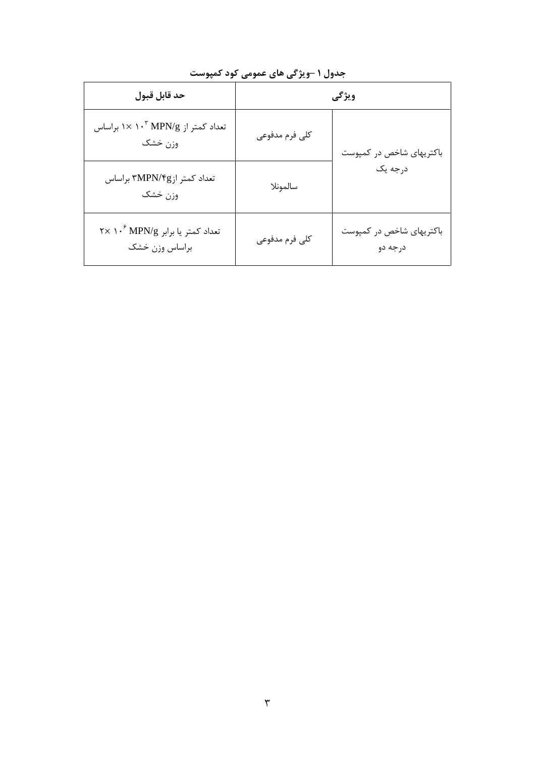**جدول ۱ –ویژگی های عمومی کود کمپوست**

| ویژگی | | حد قابل قبول |
|---|---|---|
| باکتریهای شاخص در کمپوست درجه یک | کلی فرم مدفوعی | تعداد کمتر از $۱ \times ۱۰^{۳}$ MPN/g براساس وزن خشک |
| | سالمونلا | تعداد کمتر از۳MPN/۴g براساس وزن خشک |
| باکتریهای شاخص در کمپوست درجه دو | کلی فرم مدفوعی | تعداد کمتر یا برابر $۲ \times ۱۰^{۶}$ MPN/g براساس وزن خشک |